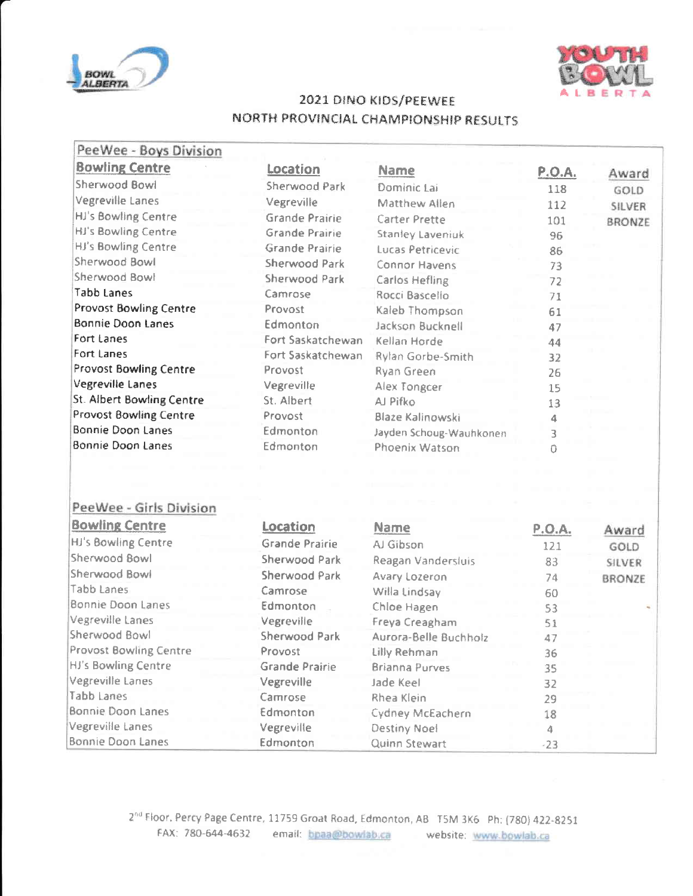# 2021 DINO KIDS/PEEWEE
# NORTH PROVINCIAL CHAMPIONSHIP RESULTS

## PeeWee - Boys Division

| Bowling Centre | Location | Name | P.O.A. | Award |
|---|---|---|---|---|
| Sherwood Bowl | Sherwood Park | Dominic Lai | 118 | GOLD |
| Vegreville Lanes | Vegreville | Matthew Allen | 112 | SILVER |
| HJ's Bowling Centre | Grande Prairie | Carter Prette | 101 | BRONZE |
| HJ's Bowling Centre | Grande Prairie | Stanley Laveniuk | 96 | |
| HJ's Bowling Centre | Grande Prairie | Lucas Petricevic | 86 | |
| Sherwood Bowl | Sherwood Park | Connor Havens | 73 | |
| Sherwood Bowl | Sherwood Park | Carlos Hefling | 72 | |
| Tabb Lanes | Camrose | Rocci Bascello | 71 | |
| Provost Bowling Centre | Provost | Kaleb Thompson | 61 | |
| Bonnie Doon Lanes | Edmonton | Jackson Bucknell | 47 | |
| Fort Lanes | Fort Saskatchewan | Kellan Horde | 44 | |
| Fort Lanes | Fort Saskatchewan | Rylan Gorbe-Smith | 32 | |
| Provost Bowling Centre | Provost | Ryan Green | 26 | |
| Vegreville Lanes | Vegreville | Alex Tongcer | 15 | |
| St. Albert Bowling Centre | St. Albert | AJ Pifko | 13 | |
| Provost Bowling Centre | Provost | Blaze Kalinowski | 4 | |
| Bonnie Doon Lanes | Edmonton | Jayden Schoug-Wauhkonen | 3 | |
| Bonnie Doon Lanes | Edmonton | Phoenix Watson | 0 | |

## PeeWee - Girls Division

| Bowling Centre | Location | Name | P.O.A. | Award |
|---|---|---|---|---|
| HJ's Bowling Centre | Grande Prairie | AJ Gibson | 121 | GOLD |
| Sherwood Bowl | Sherwood Park | Reagan Vandersluis | 83 | SILVER |
| Sherwood Bowl | Sherwood Park | Avary Lozeron | 74 | BRONZE |
| Tabb Lanes | Camrose | Willa Lindsay | 60 | |
| Bonnie Doon Lanes | Edmonton | Chloe Hagen | 53 | |
| Vegreville Lanes | Vegreville | Freya Creagham | 51 | |
| Sherwood Bowl | Sherwood Park | Aurora-Belle Buchholz | 47 | |
| Provost Bowling Centre | Provost | Lilly Rehman | 36 | |
| HJ's Bowling Centre | Grande Prairie | Brianna Purves | 35 | |
| Vegreville Lanes | Vegreville | Jade Keel | 32 | |
| Tabb Lanes | Camrose | Rhea Klein | 29 | |
| Bonnie Doon Lanes | Edmonton | Cydney McEachern | 18 | |
| Vegreville Lanes | Vegreville | Destiny Noel | 4 | |
| Bonnie Doon Lanes | Edmonton | Quinn Stewart | -23 | |

2nd Floor, Percy Page Centre, 11759 Groat Road, Edmonton, AB T5M 3K6 Ph: (780) 422-8251
FAX: 780-644-4632 email: bpaa@bowlab.ca website: www.bowlab.ca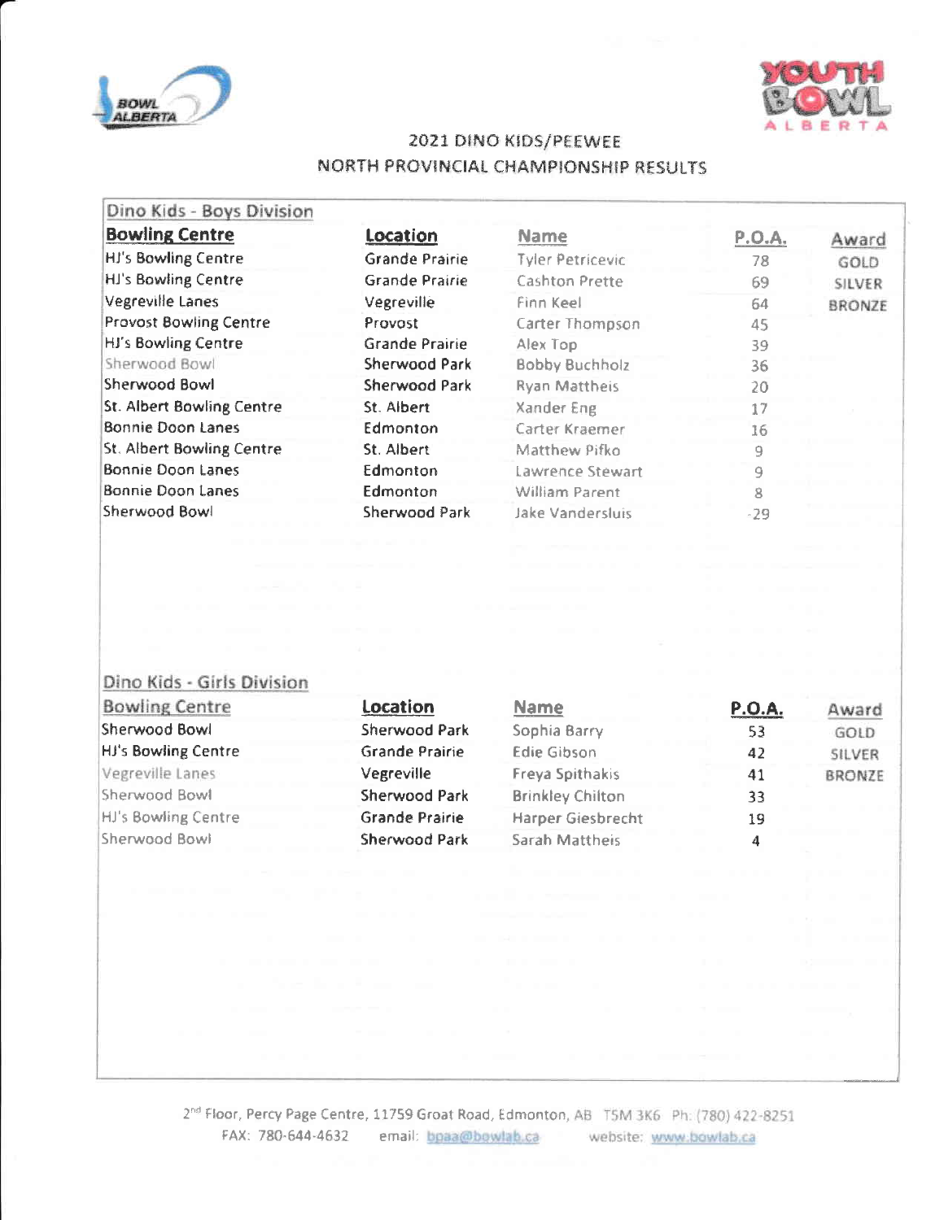# 2021 DINO KIDS/PEEWEE NORTH PROVINCIAL CHAMPIONSHIP RESULTS

## Dino Kids - Boys Division

| Bowling Centre | Location | Name | P.O.A. | Award |
|---|---|---|---|---|
| HJ's Bowling Centre | Grande Prairie | Tyler Petricevic | 78 | GOLD |
| HJ's Bowling Centre | Grande Prairie | Cashton Prette | 69 | SILVER |
| Vegreville Lanes | Vegreville | Finn Keel | 64 | BRONZE |
| Provost Bowling Centre | Provost | Carter Thompson | 45 | |
| HJ's Bowling Centre | Grande Prairie | Alex Top | 39 | |
| Sherwood Bowl | Sherwood Park | Bobby Buchholz | 36 | |
| Sherwood Bowl | Sherwood Park | Ryan Mattheis | 20 | |
| St. Albert Bowling Centre | St. Albert | Xander Eng | 17 | |
| Bonnie Doon Lanes | Edmonton | Carter Kraemer | 16 | |
| St. Albert Bowling Centre | St. Albert | Matthew Pifko | 9 | |
| Bonnie Doon Lanes | Edmonton | Lawrence Stewart | 9 | |
| Bonnie Doon Lanes | Edmonton | William Parent | 8 | |
| Sherwood Bowl | Sherwood Park | Jake Vandersluis | -29 | |

## Dino Kids - Girls Division

| Bowling Centre | Location | Name | P.O.A. | Award |
|---|---|---|---|---|
| Sherwood Bowl | Sherwood Park | Sophia Barry | 53 | GOLD |
| HJ's Bowling Centre | Grande Prairie | Edie Gibson | 42 | SILVER |
| Vegreville Lanes | Vegreville | Freya Spithakis | 41 | BRONZE |
| Sherwood Bowl | Sherwood Park | Brinkley Chilton | 33 | |
| HJ's Bowling Centre | Grande Prairie | Harper Giesbrecht | 19 | |
| Sherwood Bowl | Sherwood Park | Sarah Mattheis | 4 | |

2nd Floor, Percy Page Centre, 11759 Groat Road, Edmonton, AB T5M 3K6 Ph: (780) 422-8251
FAX: 780-644-4632 email: bpaa@bowlab.ca website: www.bowlab.ca